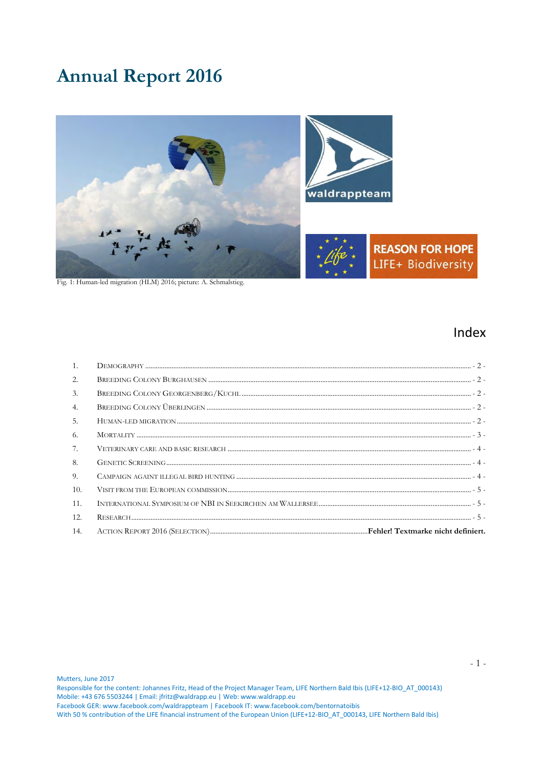# Annual Report 2016

Fig. 1: Human-led migration (HLM) 2016; picture: A. Schmalstieg.

## Index

| | | |
|---|---|---|
| 1. | Demography | - 2 - |
| 2. | Breeding Colony Burghausen | - 2 - |
| 3. | Breeding Colony Georgenberg/Kuchl | - 2 - |
| 4. | Breeding Colony Überlingen | - 2 - |
| 5. | Human-led migration | - 2 - |
| 6. | Mortality | - 3 - |
| 7. | Veterinary care and basic research | - 4 - |
| 8. | Genetic Screening | - 4 - |
| 9. | Campaign againt illegal bird hunting | - 4 - |
| 10. | Visit from the European commission | - 5 - |
| 11. | International Symposium of NBI in Seekirchen am Wallersee | - 5 - |
| 12. | Research | - 5 - |
| 14. | Action Report 2016 (Selection) | **Fehler! Textmarke nicht definiert.** |

Mutters, June 2017
Responsible for the content: Johannes Fritz, Head of the Project Manager Team, LIFE Northern Bald Ibis (LIFE+12-BIO_AT_000143)
Mobile: +43 676 5503244 | Email: jfritz@waldrapp.eu | Web: www.waldrapp.eu
Facebook GER: www.facebook.com/waldrappteam | Facebook IT: www.facebook.com/bentornatoibis
With 50 % contribution of the LIFE financial instrument of the European Union (LIFE+12-BIO_AT_000143, LIFE Northern Bald Ibis)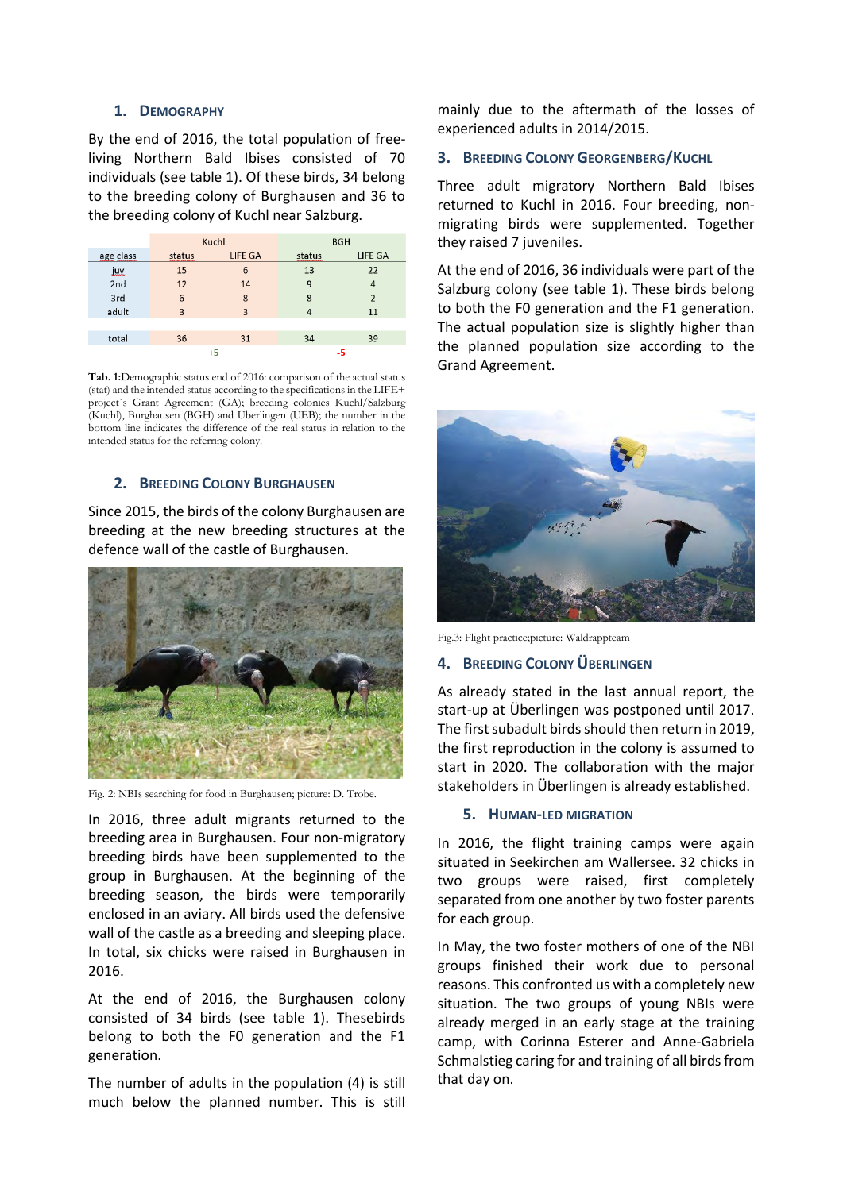## 1. Demography

By the end of 2016, the total population of free-living Northern Bald Ibises consisted of 70 individuals (see table 1). Of these birds, 34 belong to the breeding colony of Burghausen and 36 to the breeding colony of Kuchl near Salzburg.

| | Kuchl | | BGH | |
|---|---|---|---|---|
| age class | status | LIFE GA | status | LIFE GA |
| juv | 15 | 6 | 13 | 22 |
| 2nd | 12 | 14 | 9 | 4 |
| 3rd | 6 | 8 | 8 | 2 |
| adult | 3 | 3 | 4 | 11 |
| | | | | |
| total | 36 | 31 | 34 | 39 |
| | +5 | | -5 | |

**Tab. 1:** Demographic status end of 2016: comparison of the actual status (stat) and the intended status according to the specifications in the LIFE+ project´s Grant Agreement (GA); breeding colonies Kuchl/Salzburg (Kuchl), Burghausen (BGH) and Überlingen (UEB); the number in the bottom line indicates the difference of the real status in relation to the intended status for the referring colony.

## 2. Breeding Colony Burghausen

Since 2015, the birds of the colony Burghausen are breeding at the new breeding structures at the defence wall of the castle of Burghausen.

Fig. 2: NBIs searching for food in Burghausen; picture: D. Trobe.

In 2016, three adult migrants returned to the breeding area in Burghausen. Four non-migratory breeding birds have been supplemented to the group in Burghausen. At the beginning of the breeding season, the birds were temporarily enclosed in an aviary. All birds used the defensive wall of the castle as a breeding and sleeping place. In total, six chicks were raised in Burghausen in 2016.

At the end of 2016, the Burghausen colony consisted of 34 birds (see table 1). Thesebirds belong to both the F0 generation and the F1 generation.

The number of adults in the population (4) is still much below the planned number. This is still mainly due to the aftermath of the losses of experienced adults in 2014/2015.

## 3. Breeding Colony Georgenberg/Kuchl

Three adult migratory Northern Bald Ibises returned to Kuchl in 2016. Four breeding, non-migrating birds were supplemented. Together they raised 7 juveniles.

At the end of 2016, 36 individuals were part of the Salzburg colony (see table 1). These birds belong to both the F0 generation and the F1 generation. The actual population size is slightly higher than the planned population size according to the Grand Agreement.

Fig.3: Flight practice;picture: Waldrappteam

## 4. Breeding Colony Überlingen

As already stated in the last annual report, the start-up at Überlingen was postponed until 2017. The first subadult birds should then return in 2019, the first reproduction in the colony is assumed to start in 2020. The collaboration with the major stakeholders in Überlingen is already established.

## 5. Human-led Migration

In 2016, the flight training camps were again situated in Seekirchen am Wallersee. 32 chicks in two groups were raised, first completely separated from one another by two foster parents for each group.

In May, the two foster mothers of one of the NBI groups finished their work due to personal reasons. This confronted us with a completely new situation. The two groups of young NBIs were already merged in an early stage at the training camp, with Corinna Esterer and Anne-Gabriela Schmalstieg caring for and training of all birds from that day on.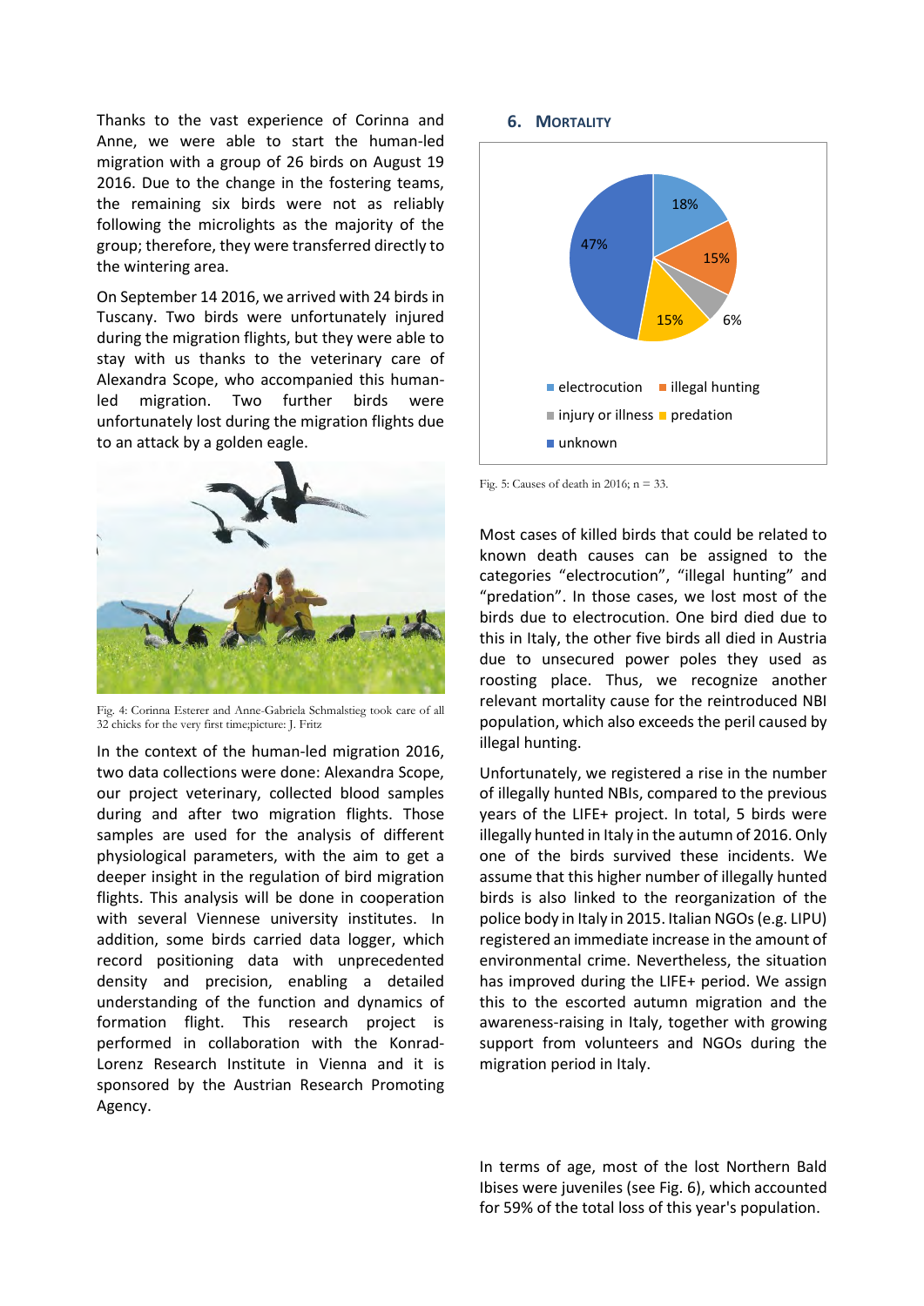Thanks to the vast experience of Corinna and Anne, we were able to start the human-led migration with a group of 26 birds on August 19 2016. Due to the change in the fostering teams, the remaining six birds were not as reliably following the microlights as the majority of the group; therefore, they were transferred directly to the wintering area.

On September 14 2016, we arrived with 24 birds in Tuscany. Two birds were unfortunately injured during the migration flights, but they were able to stay with us thanks to the veterinary care of Alexandra Scope, who accompanied this human-led migration. Two further birds were unfortunately lost during the migration flights due to an attack by a golden eagle.

Fig. 4: Corinna Esterer and Anne-Gabriela Schmalstieg took care of all 32 chicks for the very first time;picture: J. Fritz

In the context of the human-led migration 2016, two data collections were done: Alexandra Scope, our project veterinary, collected blood samples during and after two migration flights. Those samples are used for the analysis of different physiological parameters, with the aim to get a deeper insight in the regulation of bird migration flights. This analysis will be done in cooperation with several Viennese university institutes. In addition, some birds carried data logger, which record positioning data with unprecedented density and precision, enabling a detailed understanding of the function and dynamics of formation flight. This research project is performed in collaboration with the Konrad-Lorenz Research Institute in Vienna and it is sponsored by the Austrian Research Promoting Agency.

## 6. Mortality

| Cause | Share |
|---|---|
| electrocution | 18% |
| illegal hunting | 15% |
| injury or illness | 6% |
| predation | 15% |
| unknown | 47% |

Fig. 5: Causes of death in 2016; n = 33.

Most cases of killed birds that could be related to known death causes can be assigned to the categories "electrocution", "illegal hunting" and "predation". In those cases, we lost most of the birds due to electrocution. One bird died due to this in Italy, the other five birds all died in Austria due to unsecured power poles they used as roosting place. Thus, we recognize another relevant mortality cause for the reintroduced NBI population, which also exceeds the peril caused by illegal hunting.

Unfortunately, we registered a rise in the number of illegally hunted NBIs, compared to the previous years of the LIFE+ project. In total, 5 birds were illegally hunted in Italy in the autumn of 2016. Only one of the birds survived these incidents. We assume that this higher number of illegally hunted birds is also linked to the reorganization of the police body in Italy in 2015. Italian NGOs (e.g. LIPU) registered an immediate increase in the amount of environmental crime. Nevertheless, the situation has improved during the LIFE+ period. We assign this to the escorted autumn migration and the awareness-raising in Italy, together with growing support from volunteers and NGOs during the migration period in Italy.

In terms of age, most of the lost Northern Bald Ibises were juveniles (see Fig. 6), which accounted for 59% of the total loss of this year's population.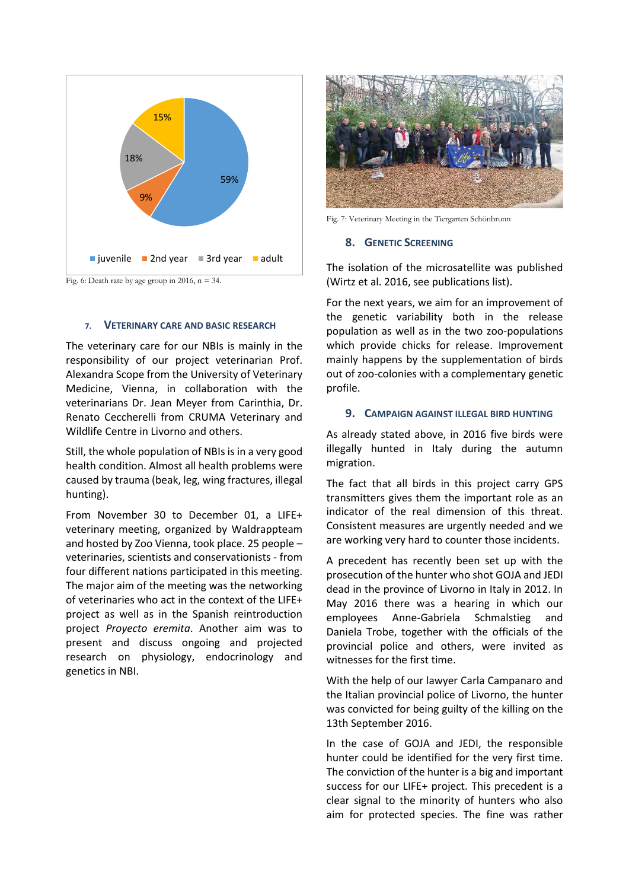Fig. 6: Death rate by age group in 2016, n = 34.

## 7. Veterinary care and basic research

The veterinary care for our NBIs is mainly in the responsibility of our project veterinarian Prof. Alexandra Scope from the University of Veterinary Medicine, Vienna, in collaboration with the veterinarians Dr. Jean Meyer from Carinthia, Dr. Renato Ceccherelli from CRUMA Veterinary and Wildlife Centre in Livorno and others.

Still, the whole population of NBIs is in a very good health condition. Almost all health problems were caused by trauma (beak, leg, wing fractures, illegal hunting).

From November 30 to December 01, a LIFE+ veterinary meeting, organized by Waldrappteam and hosted by Zoo Vienna, took place. 25 people – veterinaries, scientists and conservationists - from four different nations participated in this meeting. The major aim of the meeting was the networking of veterinaries who act in the context of the LIFE+ project as well as in the Spanish reintroduction project *Proyecto eremita*. Another aim was to present and discuss ongoing and projected research on physiology, endocrinology and genetics in NBI.

Fig. 7: Veterinary Meeting in the Tiergarten Schönbrunn

## 8. Genetic Screening

The isolation of the microsatellite was published (Wirtz et al. 2016, see publications list).

For the next years, we aim for an improvement of the genetic variability both in the release population as well as in the two zoo-populations which provide chicks for release. Improvement mainly happens by the supplementation of birds out of zoo-colonies with a complementary genetic profile.

## 9. Campaign against illegal bird hunting

As already stated above, in 2016 five birds were illegally hunted in Italy during the autumn migration.

The fact that all birds in this project carry GPS transmitters gives them the important role as an indicator of the real dimension of this threat. Consistent measures are urgently needed and we are working very hard to counter those incidents.

A precedent has recently been set up with the prosecution of the hunter who shot GOJA and JEDI dead in the province of Livorno in Italy in 2012. In May 2016 there was a hearing in which our employees Anne-Gabriela Schmalstieg and Daniela Trobe, together with the officials of the provincial police and others, were invited as witnesses for the first time.

With the help of our lawyer Carla Campanaro and the Italian provincial police of Livorno, the hunter was convicted for being guilty of the killing on the 13th September 2016.

In the case of GOJA and JEDI, the responsible hunter could be identified for the very first time. The conviction of the hunter is a big and important success for our LIFE+ project. This precedent is a clear signal to the minority of hunters who also aim for protected species. The fine was rather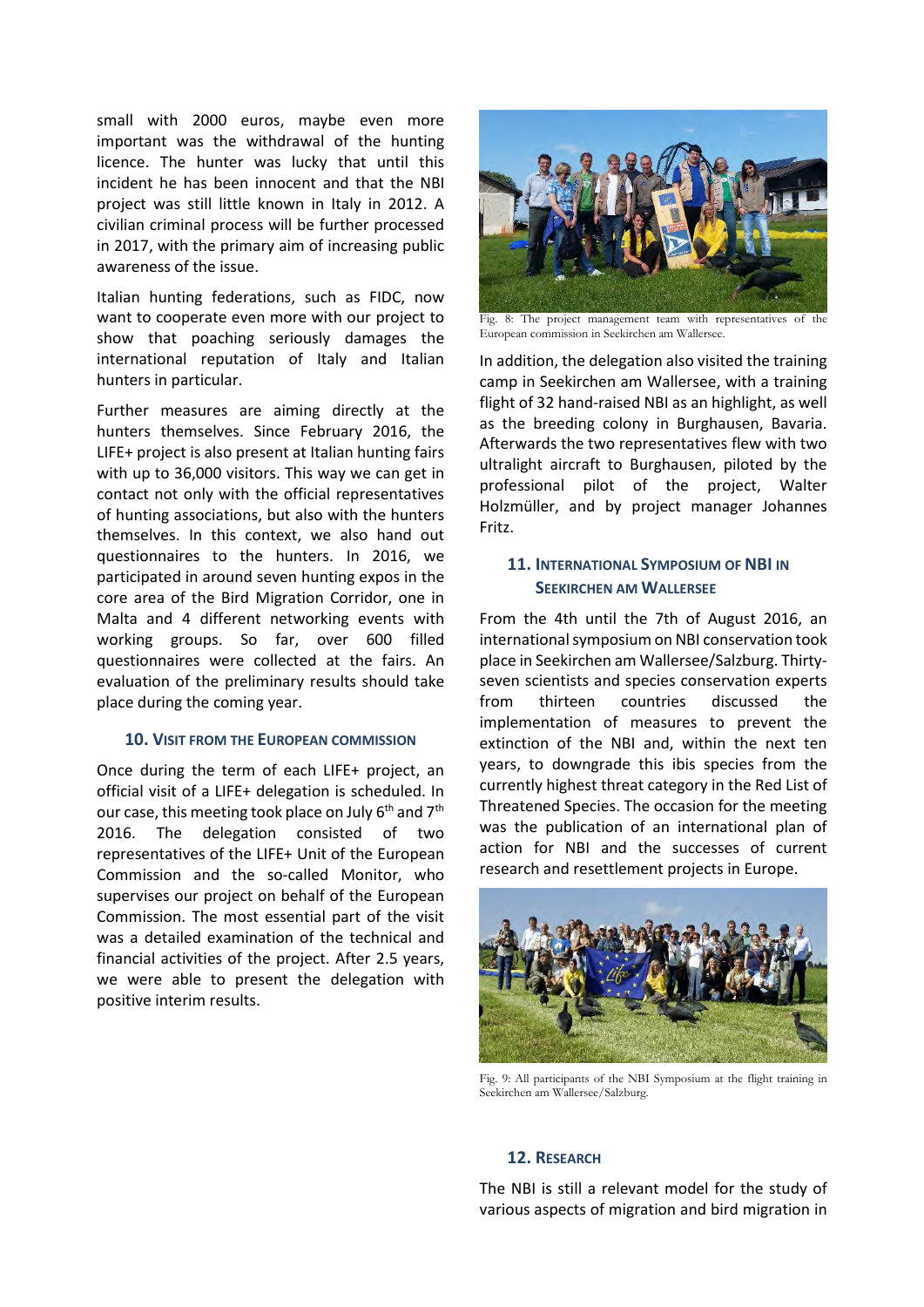small with 2000 euros, maybe even more important was the withdrawal of the hunting licence. The hunter was lucky that until this incident he has been innocent and that the NBI project was still little known in Italy in 2012. A civilian criminal process will be further processed in 2017, with the primary aim of increasing public awareness of the issue.

Italian hunting federations, such as FIDC, now want to cooperate even more with our project to show that poaching seriously damages the international reputation of Italy and Italian hunters in particular.

Further measures are aiming directly at the hunters themselves. Since February 2016, the LIFE+ project is also present at Italian hunting fairs with up to 36,000 visitors. This way we can get in contact not only with the official representatives of hunting associations, but also with the hunters themselves. In this context, we also hand out questionnaires to the hunters. In 2016, we participated in around seven hunting expos in the core area of the Bird Migration Corridor, one in Malta and 4 different networking events with working groups. So far, over 600 filled questionnaires were collected at the fairs. An evaluation of the preliminary results should take place during the coming year.

### 10. Visit from the European commission

Once during the term of each LIFE+ project, an official visit of a LIFE+ delegation is scheduled. In our case, this meeting took place on July 6th and 7th 2016. The delegation consisted of two representatives of the LIFE+ Unit of the European Commission and the so-called Monitor, who supervises our project on behalf of the European Commission. The most essential part of the visit was a detailed examination of the technical and financial activities of the project. After 2.5 years, we were able to present the delegation with positive interim results.

Fig. 8: The project management team with representatives of the European commission in Seekirchen am Wallersee.

In addition, the delegation also visited the training camp in Seekirchen am Wallersee, with a training flight of 32 hand-raised NBI as an highlight, as well as the breeding colony in Burghausen, Bavaria. Afterwards the two representatives flew with two ultralight aircraft to Burghausen, piloted by the professional pilot of the project, Walter Holzmüller, and by project manager Johannes Fritz.

### 11. International Symposium of NBI in Seekirchen am Wallersee

From the 4th until the 7th of August 2016, an international symposium on NBI conservation took place in Seekirchen am Wallersee/Salzburg. Thirty-seven scientists and species conservation experts from thirteen countries discussed the implementation of measures to prevent the extinction of the NBI and, within the next ten years, to downgrade this ibis species from the currently highest threat category in the Red List of Threatened Species. The occasion for the meeting was the publication of an international plan of action for NBI and the successes of current research and resettlement projects in Europe.

Fig. 9: All participants of the NBI Symposium at the flight training in Seekirchen am Wallersee/Salzburg.

### 12. Research

The NBI is still a relevant model for the study of various aspects of migration and bird migration in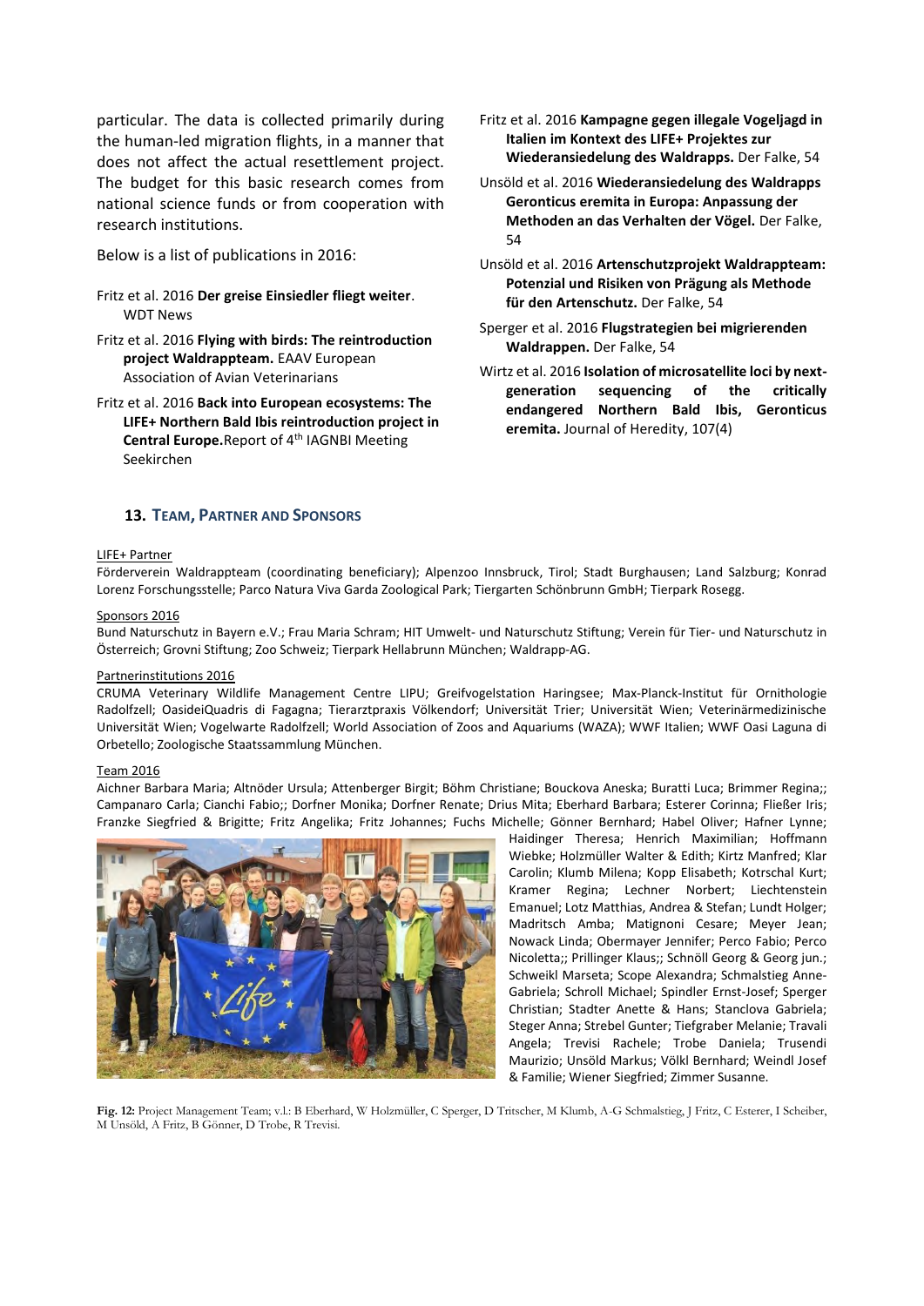particular. The data is collected primarily during the human-led migration flights, in a manner that does not affect the actual resettlement project. The budget for this basic research comes from national science funds or from cooperation with research institutions.

Below is a list of publications in 2016:

Fritz et al. 2016 **Der greise Einsiedler fliegt weiter**. WDT News

Fritz et al. 2016 **Flying with birds: The reintroduction project Waldrappteam.** EAAV European Association of Avian Veterinarians

Fritz et al. 2016 **Back into European ecosystems: The LIFE+ Northern Bald Ibis reintroduction project in Central Europe.** Report of 4th IAGNBI Meeting Seekirchen

Fritz et al. 2016 **Kampagne gegen illegale Vogeljagd in Italien im Kontext des LIFE+ Projektes zur Wiederansiedelung des Waldrapps.** Der Falke, 54

Unsöld et al. 2016 **Wiederansiedelung des Waldrapps Geronticus eremita in Europa: Anpassung der Methoden an das Verhalten der Vögel.** Der Falke, 54

Unsöld et al. 2016 **Artenschutzprojekt Waldrappteam: Potenzial und Risiken von Prägung als Methode für den Artenschutz.** Der Falke, 54

Sperger et al. 2016 **Flugstrategien bei migrierenden Waldrappen.** Der Falke, 54

Wirtz et al. 2016 **Isolation of microsatellite loci by next-generation sequencing of the critically endangered Northern Bald Ibis, Geronticus eremita.** Journal of Heredity, 107(4)

## 13. Team, Partner and Sponsors

LIFE+ Partner

Förderverein Waldrappteam (coordinating beneficiary); Alpenzoo Innsbruck, Tirol; Stadt Burghausen; Land Salzburg; Konrad Lorenz Forschungsstelle; Parco Natura Viva Garda Zoological Park; Tiergarten Schönbrunn GmbH; Tierpark Rosegg.

Sponsors 2016

Bund Naturschutz in Bayern e.V.; Frau Maria Schram; HIT Umwelt- und Naturschutz Stiftung; Verein für Tier- und Naturschutz in Österreich; Grovni Stiftung; Zoo Schweiz; Tierpark Hellabrunn München; Waldrapp-AG.

Partnerinstitutions 2016

CRUMA Veterinary Wildlife Management Centre LIPU; Greifvogelstation Haringsee; Max-Planck-Institut für Ornithologie Radolfzell; OasideiQuadris di Fagagna; Tierarztpraxis Völkendorf; Universität Trier; Universität Wien; Veterinärmedizinische Universität Wien; Vogelwarte Radolfzell; World Association of Zoos and Aquariums (WAZA); WWF Italien; WWF Oasi Laguna di Orbetello; Zoologische Staatssammlung München.

Team 2016

Aichner Barbara Maria; Altnöder Ursula; Attenberger Birgit; Böhm Christiane; Bouckova Aneska; Buratti Luca; Brimmer Regina;; Campanaro Carla; Cianchi Fabio;; Dorfner Monika; Dorfner Renate; Drius Mita; Eberhard Barbara; Esterer Corinna; Fließer Iris; Franzke Siegfried & Brigitte; Fritz Angelika; Fritz Johannes; Fuchs Michelle; Gönner Bernhard; Habel Oliver; Hafner Lynne; Haidinger Theresa; Henrich Maximilian; Hoffmann Wiebke; Holzmüller Walter & Edith; Kirtz Manfred; Klar Carolin; Klumb Milena; Kopp Elisabeth; Kotrschal Kurt; Kramer Regina; Lechner Norbert; Liechtenstein Emanuel; Lotz Matthias, Andrea & Stefan; Lundt Holger; Madritsch Amba; Matignoni Cesare; Meyer Jean; Nowack Linda; Obermayer Jennifer; Perco Fabio; Perco Nicoletta;; Prillinger Klaus;; Schnöll Georg & Georg jun.; Schweikl Marseta; Scope Alexandra; Schmalstieg Anne-Gabriela; Schroll Michael; Spindler Ernst-Josef; Sperger Christian; Stadter Anette & Hans; Stanclova Gabriela; Steger Anna; Strebel Gunter; Tiefgraber Melanie; Travali Angela; Trevisi Rachele; Trobe Daniela; Trusendi Maurizio; Unsöld Markus; Völkl Bernhard; Weindl Josef & Familie; Wiener Siegfried; Zimmer Susanne.

**Fig. 12:** Project Management Team; v.l.: B Eberhard, W Holzmüller, C Sperger, D Tritscher, M Klumb, A-G Schmalstieg, J Fritz, C Esterer, I Scheiber, M Unsöld, A Fritz, B Gönner, D Trobe, R Trevisi.